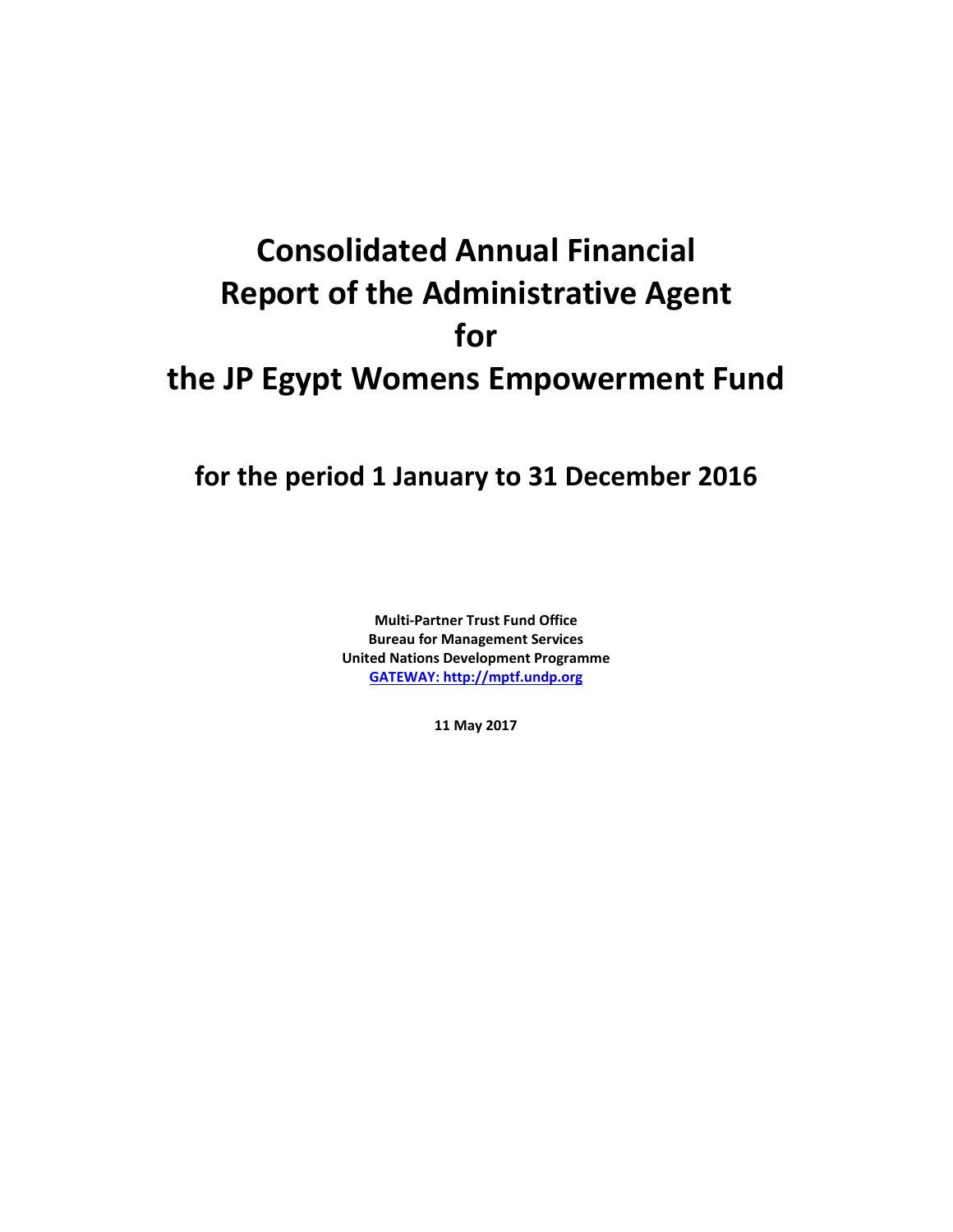# Consolidated Annual Financial Report of the Administrative Agent for the JP Egypt Womens Empowerment Fund

## for the period 1 January to 31 December 2016

**Multi-Partner Trust Fund Office**
**Bureau for Management Services**
**United Nations Development Programme**
**GATEWAY: http://mptf.undp.org**

**11 May 2017**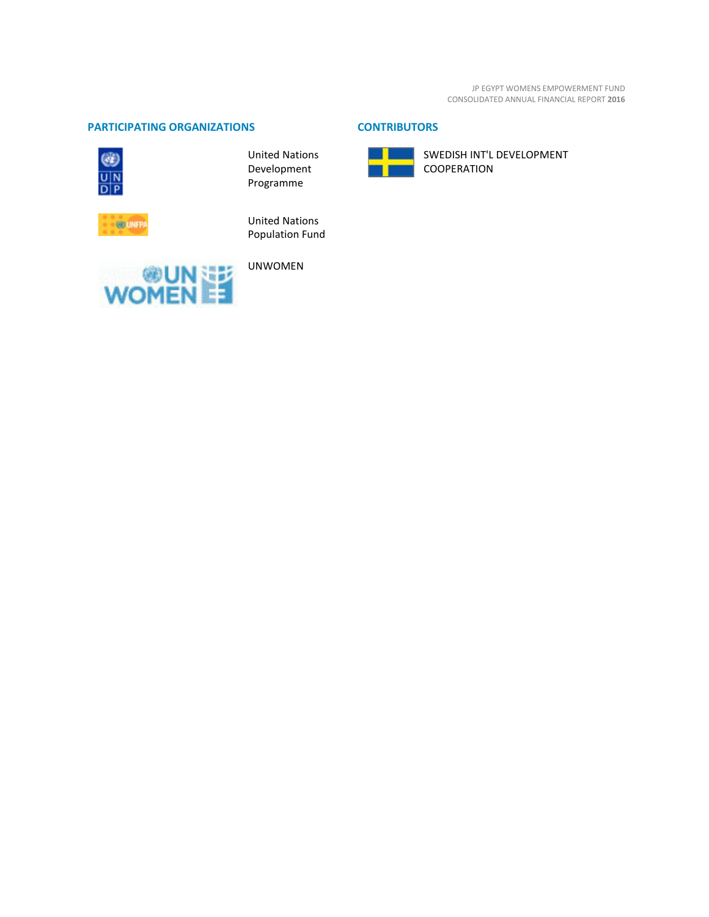## PARTICIPATING ORGANIZATIONS

United Nations Development Programme

United Nations Population Fund

UNWOMEN

## CONTRIBUTORS

SWEDISH INT'L DEVELOPMENT COOPERATION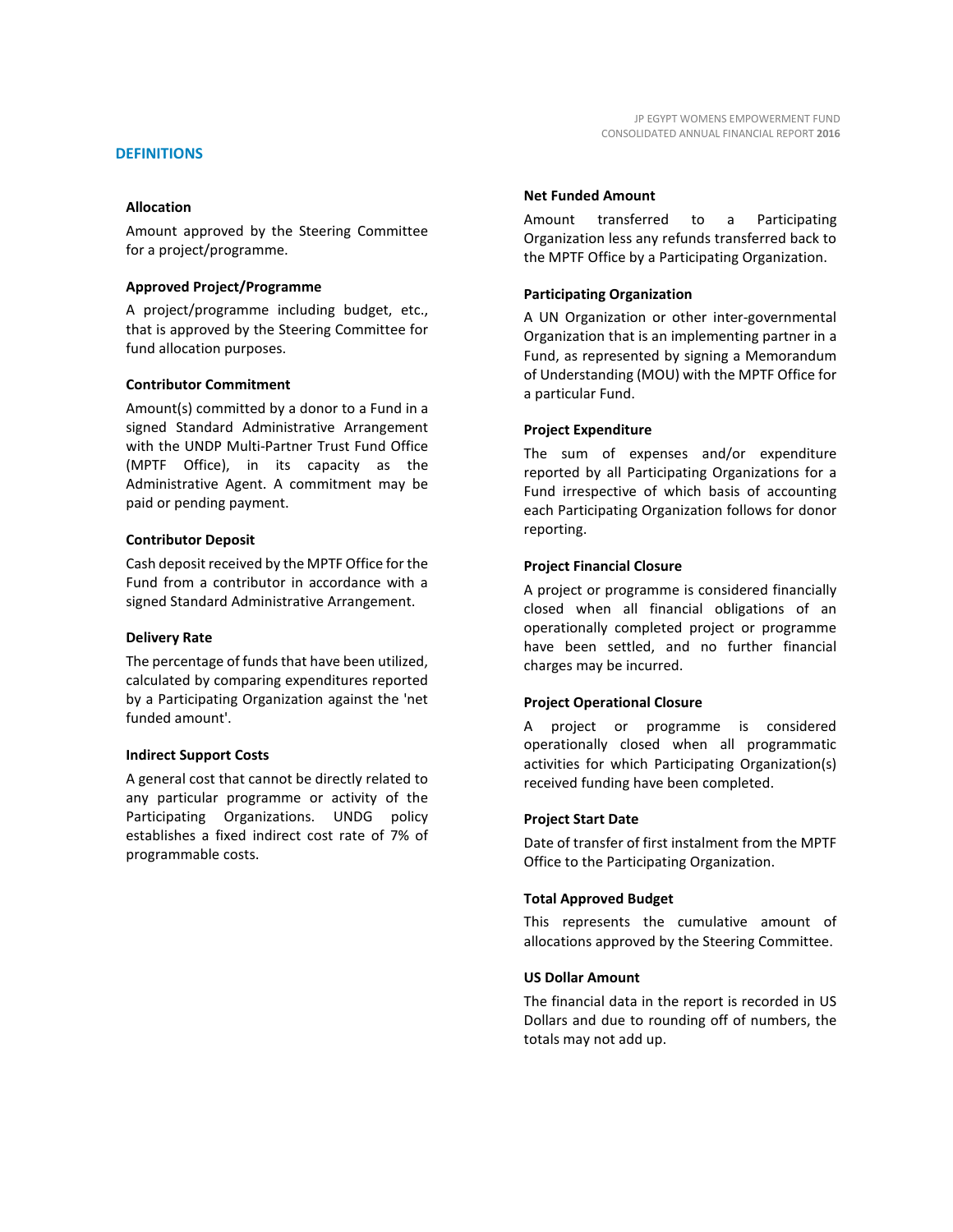## DEFINITIONS

### Allocation

Amount approved by the Steering Committee for a project/programme.

### Approved Project/Programme

A project/programme including budget, etc., that is approved by the Steering Committee for fund allocation purposes.

### Contributor Commitment

Amount(s) committed by a donor to a Fund in a signed Standard Administrative Arrangement with the UNDP Multi-Partner Trust Fund Office (MPTF Office), in its capacity as the Administrative Agent. A commitment may be paid or pending payment.

### Contributor Deposit

Cash deposit received by the MPTF Office for the Fund from a contributor in accordance with a signed Standard Administrative Arrangement.

### Delivery Rate

The percentage of funds that have been utilized, calculated by comparing expenditures reported by a Participating Organization against the 'net funded amount'.

### Indirect Support Costs

A general cost that cannot be directly related to any particular programme or activity of the Participating Organizations. UNDG policy establishes a fixed indirect cost rate of 7% of programmable costs.

### Net Funded Amount

Amount transferred to a Participating Organization less any refunds transferred back to the MPTF Office by a Participating Organization.

### Participating Organization

A UN Organization or other inter-governmental Organization that is an implementing partner in a Fund, as represented by signing a Memorandum of Understanding (MOU) with the MPTF Office for a particular Fund.

### Project Expenditure

The sum of expenses and/or expenditure reported by all Participating Organizations for a Fund irrespective of which basis of accounting each Participating Organization follows for donor reporting.

### Project Financial Closure

A project or programme is considered financially closed when all financial obligations of an operationally completed project or programme have been settled, and no further financial charges may be incurred.

### Project Operational Closure

A project or programme is considered operationally closed when all programmatic activities for which Participating Organization(s) received funding have been completed.

### Project Start Date

Date of transfer of first instalment from the MPTF Office to the Participating Organization.

### Total Approved Budget

This represents the cumulative amount of allocations approved by the Steering Committee.

### US Dollar Amount

The financial data in the report is recorded in US Dollars and due to rounding off of numbers, the totals may not add up.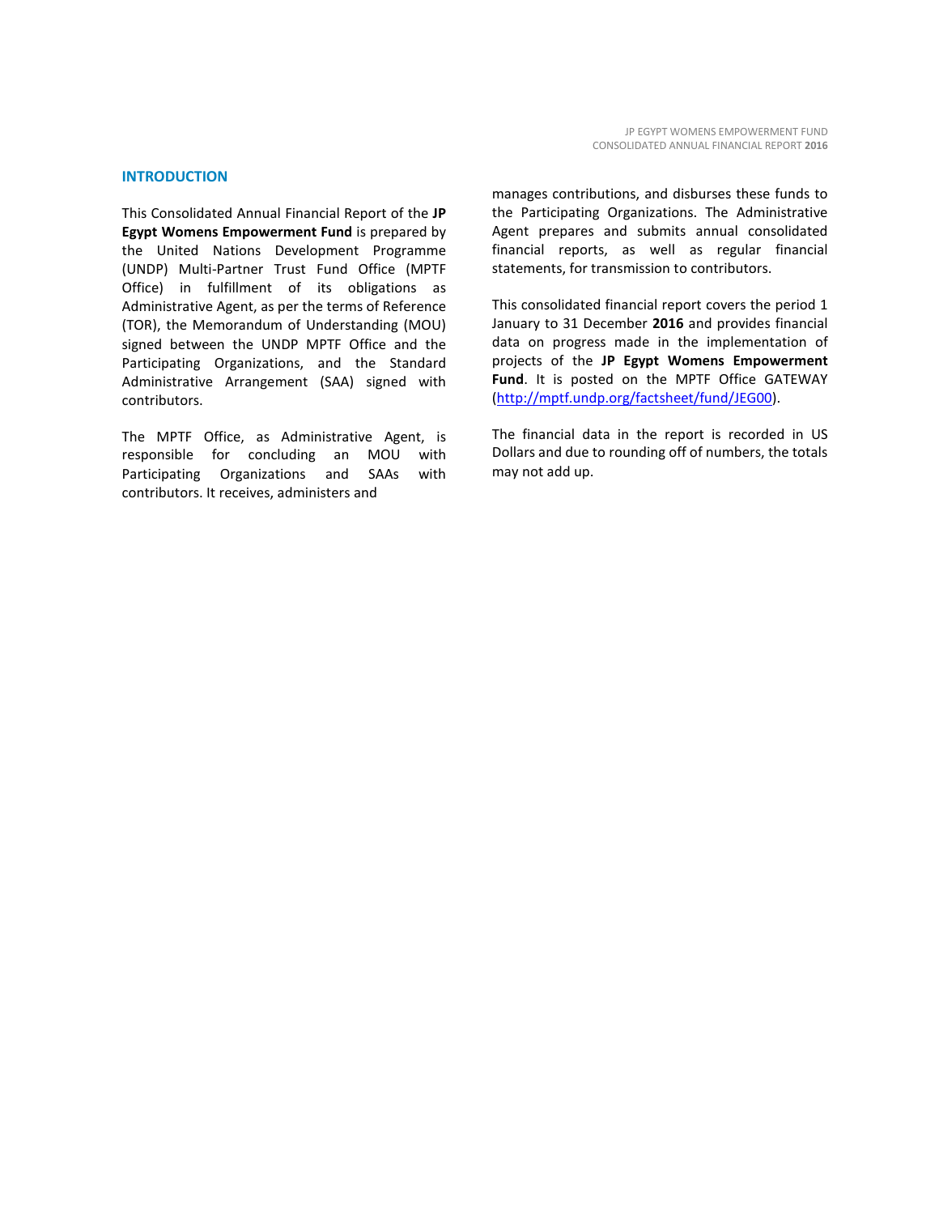## INTRODUCTION

This Consolidated Annual Financial Report of the **JP Egypt Womens Empowerment Fund** is prepared by the United Nations Development Programme (UNDP) Multi-Partner Trust Fund Office (MPTF Office) in fulfillment of its obligations as Administrative Agent, as per the terms of Reference (TOR), the Memorandum of Understanding (MOU) signed between the UNDP MPTF Office and the Participating Organizations, and the Standard Administrative Arrangement (SAA) signed with contributors.

The MPTF Office, as Administrative Agent, is responsible for concluding an MOU with Participating Organizations and SAAs with contributors. It receives, administers and manages contributions, and disburses these funds to the Participating Organizations. The Administrative Agent prepares and submits annual consolidated financial reports, as well as regular financial statements, for transmission to contributors.

This consolidated financial report covers the period 1 January to 31 December **2016** and provides financial data on progress made in the implementation of projects of the **JP Egypt Womens Empowerment Fund**. It is posted on the MPTF Office GATEWAY (http://mptf.undp.org/factsheet/fund/JEG00).

The financial data in the report is recorded in US Dollars and due to rounding off of numbers, the totals may not add up.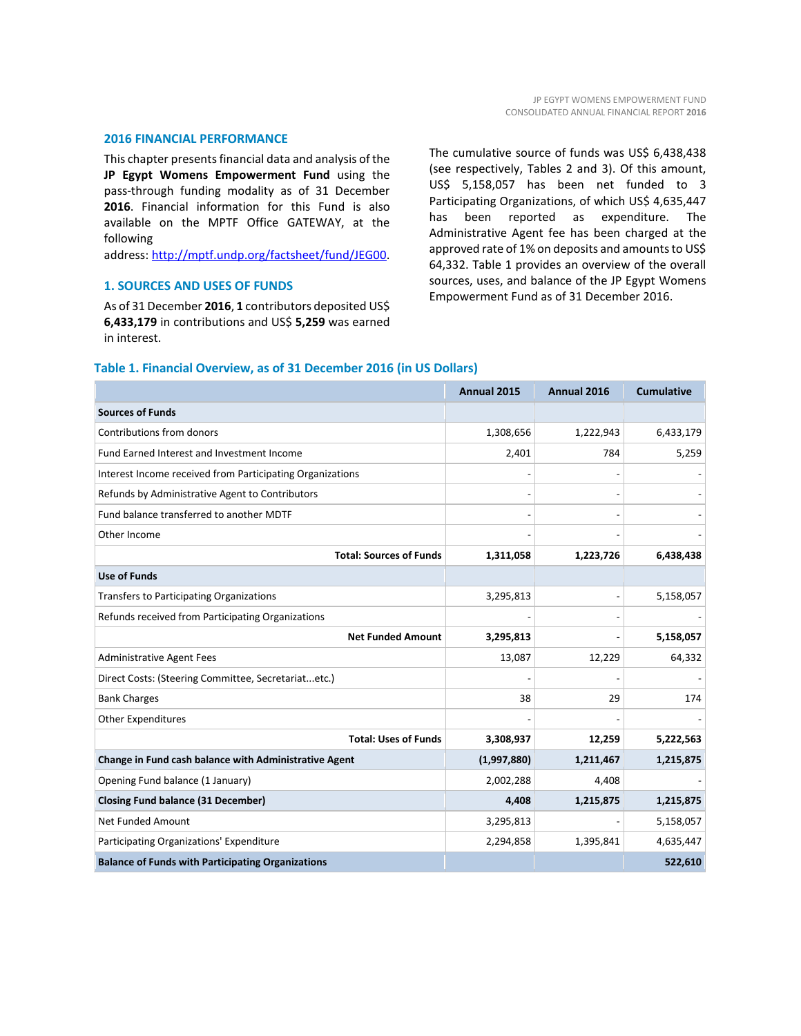## 2016 FINANCIAL PERFORMANCE

This chapter presents financial data and analysis of the **JP Egypt Womens Empowerment Fund** using the pass-through funding modality as of 31 December **2016**. Financial information for this Fund is also available on the MPTF Office GATEWAY, at the following address: http://mptf.undp.org/factsheet/fund/JEG00.

### 1. SOURCES AND USES OF FUNDS

As of 31 December **2016**, **1** contributors deposited US$ **6,433,179** in contributions and US$ **5,259** was earned in interest.

The cumulative source of funds was US$ 6,438,438 (see respectively, Tables 2 and 3). Of this amount, US$ 5,158,057 has been net funded to 3 Participating Organizations, of which US$ 4,635,447 has been reported as expenditure. The Administrative Agent fee has been charged at the approved rate of 1% on deposits and amounts to US$ 64,332. Table 1 provides an overview of the overall sources, uses, and balance of the JP Egypt Womens Empowerment Fund as of 31 December 2016.

**Table 1. Financial Overview, as of 31 December 2016 (in US Dollars)**

| | Annual 2015 | Annual 2016 | Cumulative |
|---|---:|---:|---:|
| **Sources of Funds** | | | |
| Contributions from donors | 1,308,656 | 1,222,943 | 6,433,179 |
| Fund Earned Interest and Investment Income | 2,401 | 784 | 5,259 |
| Interest Income received from Participating Organizations | - | - | - |
| Refunds by Administrative Agent to Contributors | - | - | - |
| Fund balance transferred to another MDTF | - | - | - |
| Other Income | - | - | - |
| **Total: Sources of Funds** | **1,311,058** | **1,223,726** | **6,438,438** |
| **Use of Funds** | | | |
| Transfers to Participating Organizations | 3,295,813 | - | 5,158,057 |
| Refunds received from Participating Organizations | - | - | - |
| **Net Funded Amount** | **3,295,813** | **-** | **5,158,057** |
| Administrative Agent Fees | 13,087 | 12,229 | 64,332 |
| Direct Costs: (Steering Committee, Secretariat...etc.) | - | - | - |
| Bank Charges | 38 | 29 | 174 |
| Other Expenditures | - | - | - |
| **Total: Uses of Funds** | **3,308,937** | **12,259** | **5,222,563** |
| **Change in Fund cash balance with Administrative Agent** | **(1,997,880)** | **1,211,467** | **1,215,875** |
| Opening Fund balance (1 January) | 2,002,288 | 4,408 | - |
| **Closing Fund balance (31 December)** | **4,408** | **1,215,875** | **1,215,875** |
| Net Funded Amount | 3,295,813 | - | 5,158,057 |
| Participating Organizations' Expenditure | 2,294,858 | 1,395,841 | 4,635,447 |
| **Balance of Funds with Participating Organizations** | | | **522,610** |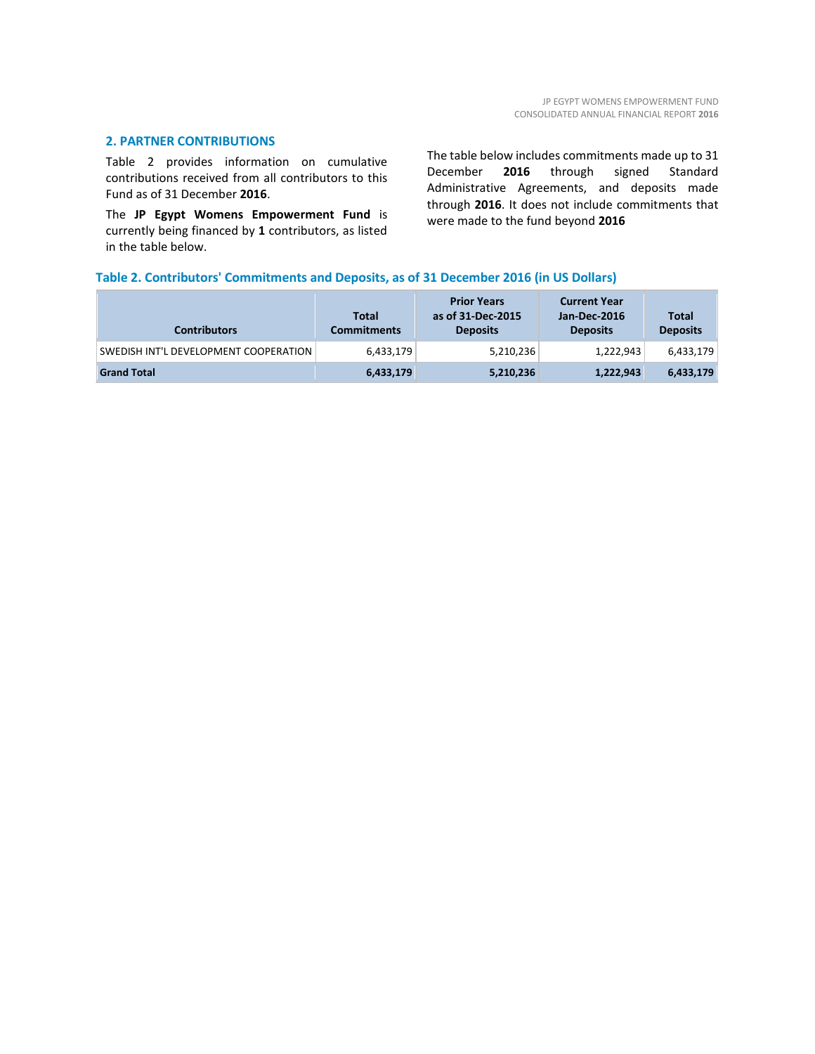## 2. PARTNER CONTRIBUTIONS

Table 2 provides information on cumulative contributions received from all contributors to this Fund as of 31 December **2016**.

The **JP Egypt Womens Empowerment Fund** is currently being financed by **1** contributors, as listed in the table below.

The table below includes commitments made up to 31 December **2016** through signed Standard Administrative Agreements, and deposits made through **2016**. It does not include commitments that were made to the fund beyond **2016**

### Table 2. Contributors' Commitments and Deposits, as of 31 December 2016 (in US Dollars)

| Contributors | Total Commitments | Prior Years as of 31-Dec-2015 Deposits | Current Year Jan-Dec-2016 Deposits | Total Deposits |
|---|---|---|---|---|
| SWEDISH INT'L DEVELOPMENT COOPERATION | 6,433,179 | 5,210,236 | 1,222,943 | 6,433,179 |
| **Grand Total** | **6,433,179** | **5,210,236** | **1,222,943** | **6,433,179** |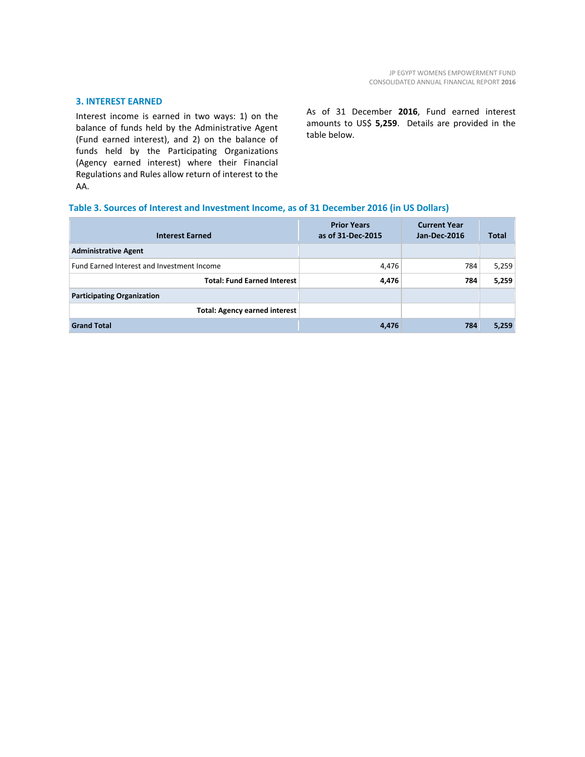## 3. INTEREST EARNED

Interest income is earned in two ways: 1) on the balance of funds held by the Administrative Agent (Fund earned interest), and 2) on the balance of funds held by the Participating Organizations (Agency earned interest) where their Financial Regulations and Rules allow return of interest to the AA.

As of 31 December **2016**, Fund earned interest amounts to US$ **5,259**. Details are provided in the table below.

**Table 3. Sources of Interest and Investment Income, as of 31 December 2016 (in US Dollars)**

| Interest Earned | Prior Years as of 31-Dec-2015 | Current Year Jan-Dec-2016 | Total |
|---|---|---|---|
| **Administrative Agent** | | | |
| Fund Earned Interest and Investment Income | 4,476 | 784 | 5,259 |
| **Total: Fund Earned Interest** | **4,476** | **784** | **5,259** |
| **Participating Organization** | | | |
| **Total: Agency earned interest** | | | |
| **Grand Total** | **4,476** | **784** | **5,259** |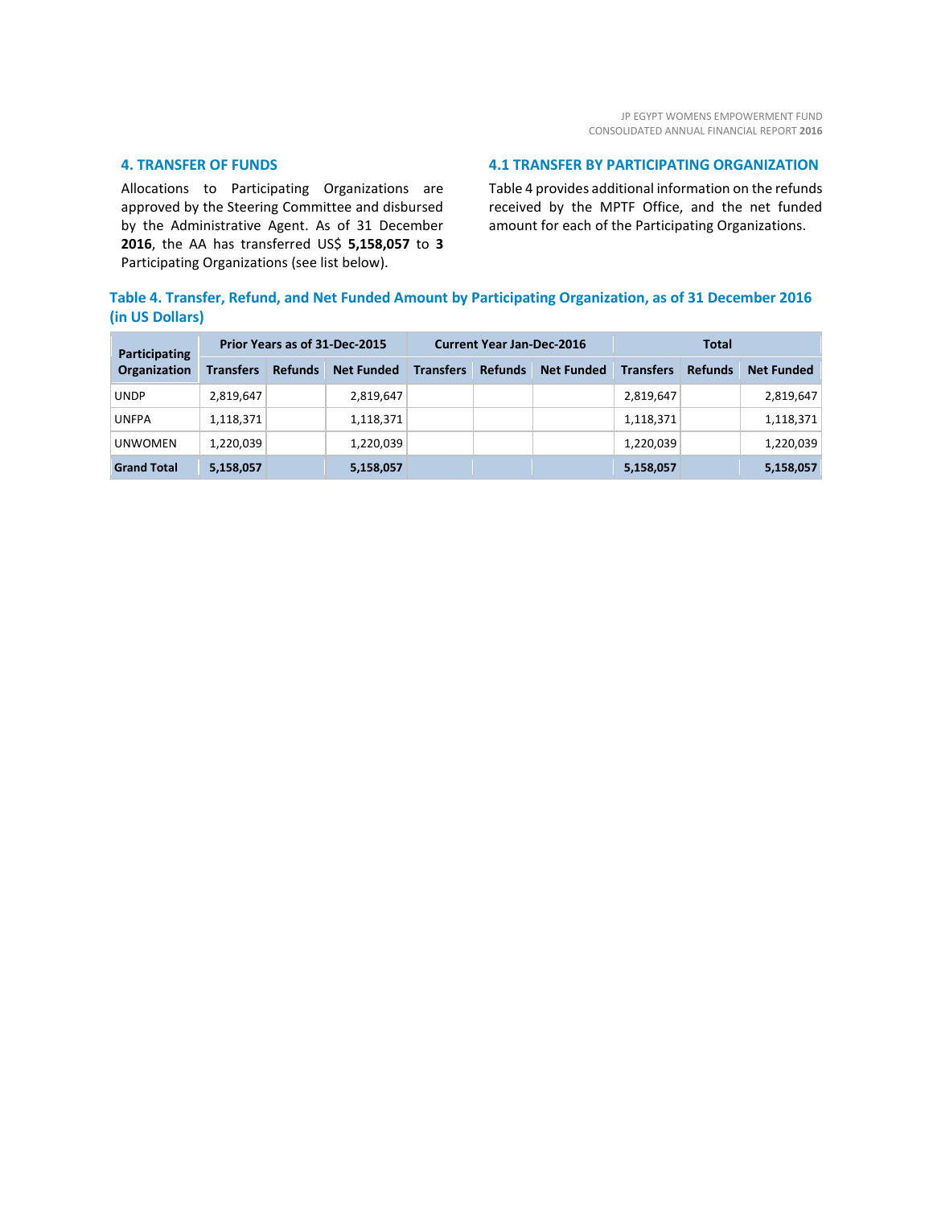## 4. TRANSFER OF FUNDS

Allocations to Participating Organizations are approved by the Steering Committee and disbursed by the Administrative Agent. As of 31 December **2016**, the AA has transferred US$ **5,158,057** to **3** Participating Organizations (see list below).

## 4.1 TRANSFER BY PARTICIPATING ORGANIZATION

Table 4 provides additional information on the refunds received by the MPTF Office, and the net funded amount for each of the Participating Organizations.

**Table 4. Transfer, Refund, and Net Funded Amount by Participating Organization, as of 31 December 2016 (in US Dollars)**

| Participating Organization | Prior Years as of 31-Dec-2015 | | | Current Year Jan-Dec-2016 | | | Total | | |
|---|---|---|---|---|---|---|---|---|---|
| | Transfers | Refunds | Net Funded | Transfers | Refunds | Net Funded | Transfers | Refunds | Net Funded |
| UNDP | 2,819,647 | | 2,819,647 | | | | 2,819,647 | | 2,819,647 |
| UNFPA | 1,118,371 | | 1,118,371 | | | | 1,118,371 | | 1,118,371 |
| UNWOMEN | 1,220,039 | | 1,220,039 | | | | 1,220,039 | | 1,220,039 |
| **Grand Total** | **5,158,057** | | **5,158,057** | | | | **5,158,057** | | **5,158,057** |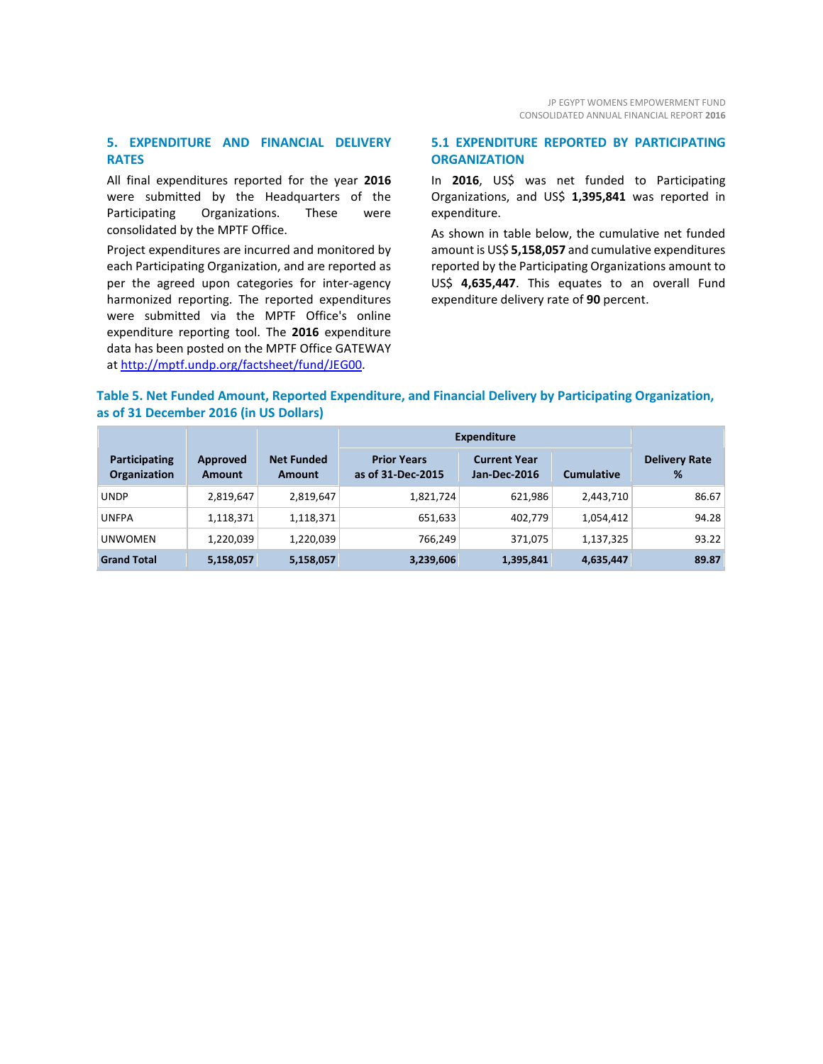## 5. EXPENDITURE AND FINANCIAL DELIVERY RATES

All final expenditures reported for the year **2016** were submitted by the Headquarters of the Participating Organizations. These were consolidated by the MPTF Office.

Project expenditures are incurred and monitored by each Participating Organization, and are reported as per the agreed upon categories for inter-agency harmonized reporting. The reported expenditures were submitted via the MPTF Office's online expenditure reporting tool. The **2016** expenditure data has been posted on the MPTF Office GATEWAY at [http://mptf.undp.org/factsheet/fund/JEG00](http://mptf.undp.org/factsheet/fund/JEG00).

### 5.1 EXPENDITURE REPORTED BY PARTICIPATING ORGANIZATION

In **2016**, US$ was net funded to Participating Organizations, and US$ **1,395,841** was reported in expenditure.

As shown in table below, the cumulative net funded amount is US$ **5,158,057** and cumulative expenditures reported by the Participating Organizations amount to US$ **4,635,447**. This equates to an overall Fund expenditure delivery rate of **90** percent.

**Table 5. Net Funded Amount, Reported Expenditure, and Financial Delivery by Participating Organization, as of 31 December 2016 (in US Dollars)**

| Participating Organization | Approved Amount | Net Funded Amount | Expenditure | | | Delivery Rate % |
|---|---|---|---|---|---|---|
| | | | Prior Years as of 31-Dec-2015 | Current Year Jan-Dec-2016 | Cumulative | |
| UNDP | 2,819,647 | 2,819,647 | 1,821,724 | 621,986 | 2,443,710 | 86.67 |
| UNFPA | 1,118,371 | 1,118,371 | 651,633 | 402,779 | 1,054,412 | 94.28 |
| UNWOMEN | 1,220,039 | 1,220,039 | 766,249 | 371,075 | 1,137,325 | 93.22 |
| **Grand Total** | **5,158,057** | **5,158,057** | **3,239,606** | **1,395,841** | **4,635,447** | **89.87** |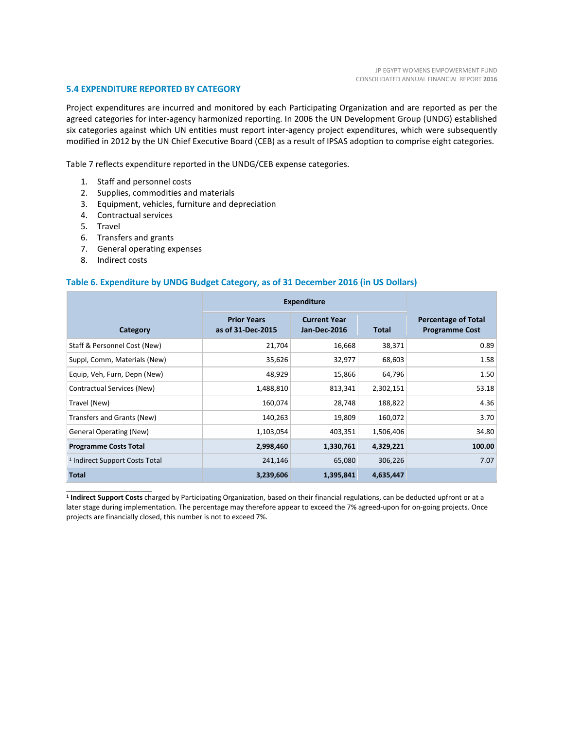### 5.4 EXPENDITURE REPORTED BY CATEGORY

Project expenditures are incurred and monitored by each Participating Organization and are reported as per the agreed categories for inter-agency harmonized reporting. In 2006 the UN Development Group (UNDG) established six categories against which UN entities must report inter-agency project expenditures, which were subsequently modified in 2012 by the UN Chief Executive Board (CEB) as a result of IPSAS adoption to comprise eight categories.

Table 7 reflects expenditure reported in the UNDG/CEB expense categories.

1. Staff and personnel costs
2. Supplies, commodities and materials
3. Equipment, vehicles, furniture and depreciation
4. Contractual services
5. Travel
6. Transfers and grants
7. General operating expenses
8. Indirect costs

**Table 6. Expenditure by UNDG Budget Category, as of 31 December 2016 (in US Dollars)**

| Category | Expenditure | | | Percentage of Total Programme Cost |
|---|---|---|---|---|
| | Prior Years as of 31-Dec-2015 | Current Year Jan-Dec-2016 | Total | |
| Staff & Personnel Cost (New) | 21,704 | 16,668 | 38,371 | 0.89 |
| Suppl, Comm, Materials (New) | 35,626 | 32,977 | 68,603 | 1.58 |
| Equip, Veh, Furn, Depn (New) | 48,929 | 15,866 | 64,796 | 1.50 |
| Contractual Services (New) | 1,488,810 | 813,341 | 2,302,151 | 53.18 |
| Travel (New) | 160,074 | 28,748 | 188,822 | 4.36 |
| Transfers and Grants (New) | 140,263 | 19,809 | 160,072 | 3.70 |
| General Operating (New) | 1,103,054 | 403,351 | 1,506,406 | 34.80 |
| **Programme Costs Total** | **2,998,460** | **1,330,761** | **4,329,221** | **100.00** |
| [1] Indirect Support Costs Total | 241,146 | 65,080 | 306,226 | 7.07 |
| **Total** | **3,239,606** | **1,395,841** | **4,635,447** | |

[1] **Indirect Support Costs** charged by Participating Organization, based on their financial regulations, can be deducted upfront or at a later stage during implementation. The percentage may therefore appear to exceed the 7% agreed-upon for on-going projects. Once projects are financially closed, this number is not to exceed 7%.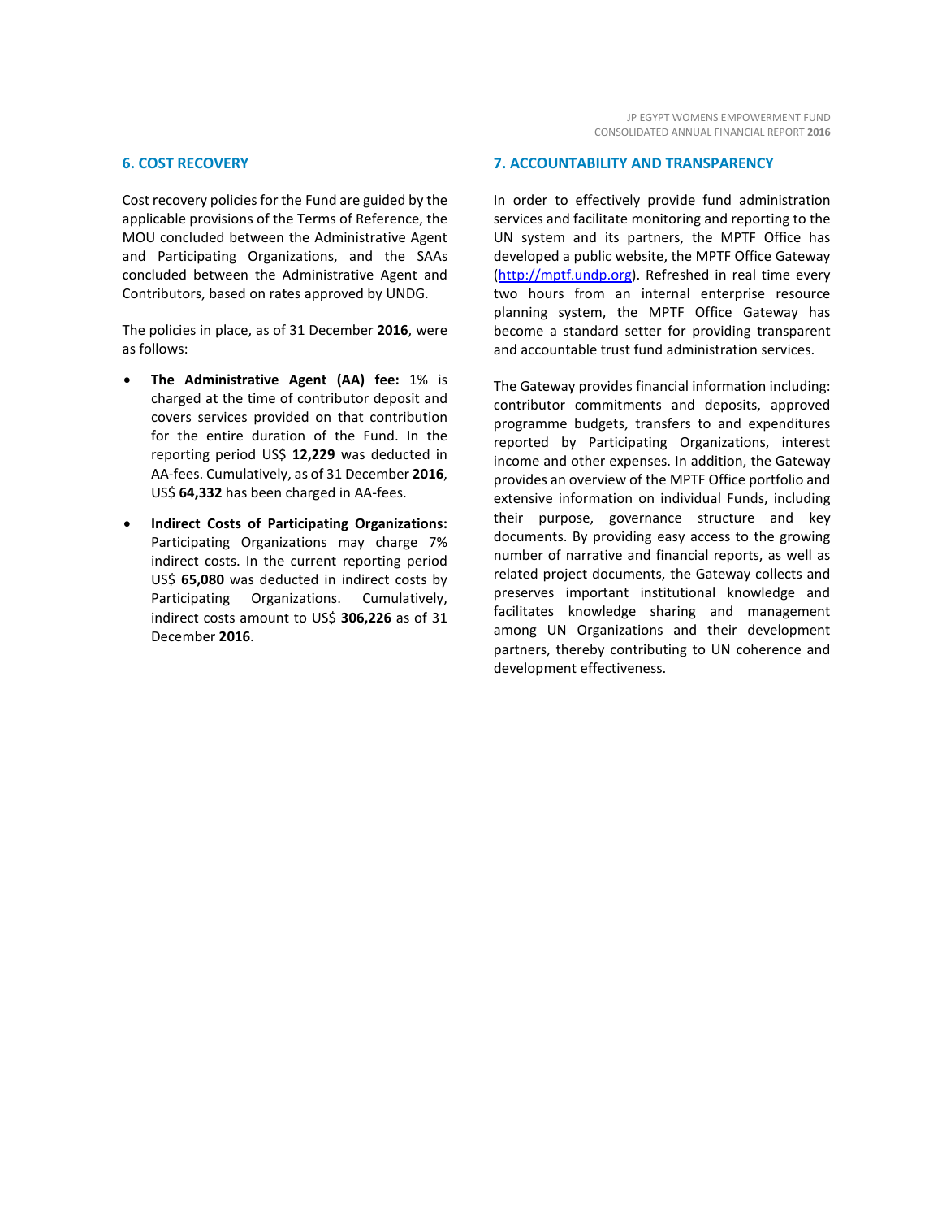## 6. COST RECOVERY

Cost recovery policies for the Fund are guided by the applicable provisions of the Terms of Reference, the MOU concluded between the Administrative Agent and Participating Organizations, and the SAAs concluded between the Administrative Agent and Contributors, based on rates approved by UNDG.

The policies in place, as of 31 December **2016**, were as follows:

- **The Administrative Agent (AA) fee:** 1% is charged at the time of contributor deposit and covers services provided on that contribution for the entire duration of the Fund. In the reporting period US$ **12,229** was deducted in AA-fees. Cumulatively, as of 31 December **2016**, US$ **64,332** has been charged in AA-fees.
- **Indirect Costs of Participating Organizations:** Participating Organizations may charge 7% indirect costs. In the current reporting period US$ **65,080** was deducted in indirect costs by Participating Organizations. Cumulatively, indirect costs amount to US$ **306,226** as of 31 December **2016**.

## 7. ACCOUNTABILITY AND TRANSPARENCY

In order to effectively provide fund administration services and facilitate monitoring and reporting to the UN system and its partners, the MPTF Office has developed a public website, the MPTF Office Gateway (http://mptf.undp.org). Refreshed in real time every two hours from an internal enterprise resource planning system, the MPTF Office Gateway has become a standard setter for providing transparent and accountable trust fund administration services.

The Gateway provides financial information including: contributor commitments and deposits, approved programme budgets, transfers to and expenditures reported by Participating Organizations, interest income and other expenses. In addition, the Gateway provides an overview of the MPTF Office portfolio and extensive information on individual Funds, including their purpose, governance structure and key documents. By providing easy access to the growing number of narrative and financial reports, as well as related project documents, the Gateway collects and preserves important institutional knowledge and facilitates knowledge sharing and management among UN Organizations and their development partners, thereby contributing to UN coherence and development effectiveness.